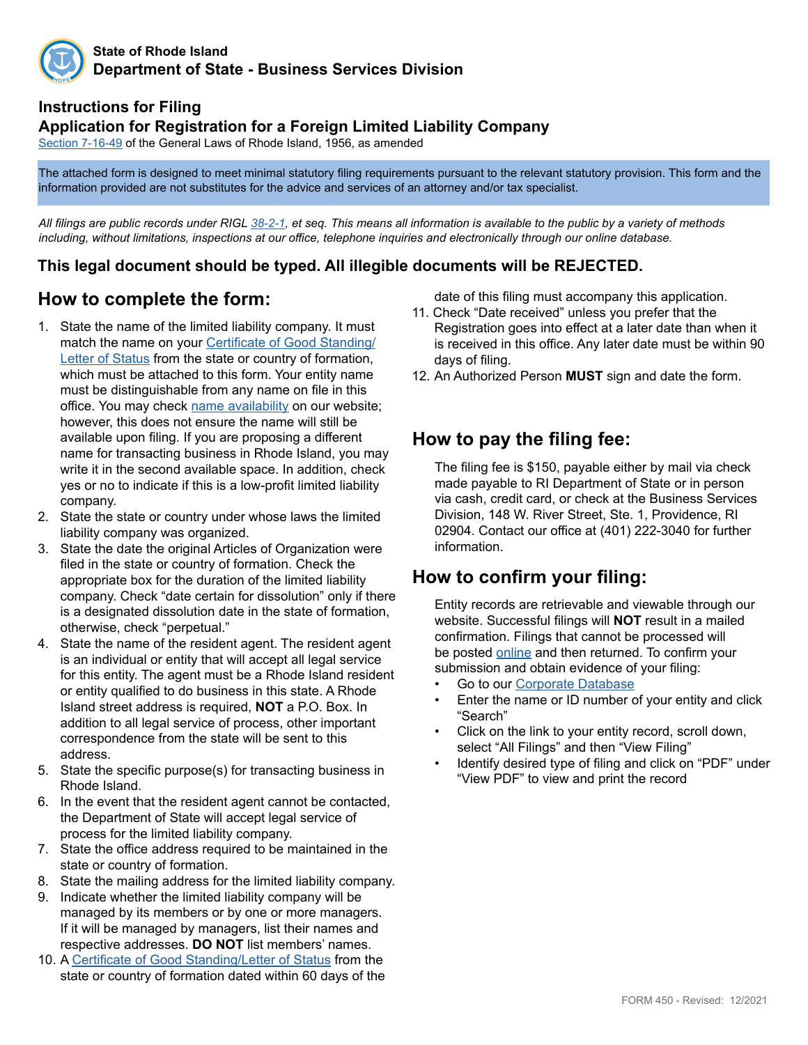**State of Rhode Island**
**Department of State - Business Services Division**

## Instructions for Filing
## Application for Registration for a Foreign Limited Liability Company

Section 7-16-49 of the General Laws of Rhode Island, 1956, as amended

The attached form is designed to meet minimal statutory filing requirements pursuant to the relevant statutory provision. This form and the information provided are not substitutes for the advice and services of an attorney and/or tax specialist.

*All filings are public records under RIGL 38-2-1, et seq. This means all information is available to the public by a variety of methods including, without limitations, inspections at our office, telephone inquiries and electronically through our online database.*

**This legal document should be typed. All illegible documents will be REJECTED.**

## How to complete the form:

1. State the name of the limited liability company. It must match the name on your Certificate of Good Standing/ Letter of Status from the state or country of formation, which must be attached to this form. Your entity name must be distinguishable from any name on file in this office. You may check name availability on our website; however, this does not ensure the name will still be available upon filing. If you are proposing a different name for transacting business in Rhode Island, you may write it in the second available space. In addition, check yes or no to indicate if this is a low-profit limited liability company.
2. State the state or country under whose laws the limited liability company was organized.
3. State the date the original Articles of Organization were filed in the state or country of formation. Check the appropriate box for the duration of the limited liability company. Check "date certain for dissolution" only if there is a designated dissolution date in the state of formation, otherwise, check "perpetual."
4. State the name of the resident agent. The resident agent is an individual or entity that will accept all legal service for this entity. The agent must be a Rhode Island resident or entity qualified to do business in this state. A Rhode Island street address is required, **NOT** a P.O. Box. In addition to all legal service of process, other important correspondence from the state will be sent to this address.
5. State the specific purpose(s) for transacting business in Rhode Island.
6. In the event that the resident agent cannot be contacted, the Department of State will accept legal service of process for the limited liability company.
7. State the office address required to be maintained in the state or country of formation.
8. State the mailing address for the limited liability company.
9. Indicate whether the limited liability company will be managed by its members or by one or more managers. If it will be managed by managers, list their names and respective addresses. **DO NOT** list members' names.
10. A Certificate of Good Standing/Letter of Status from the state or country of formation dated within 60 days of the date of this filing must accompany this application.
11. Check "Date received" unless you prefer that the Registration goes into effect at a later date than when it is received in this office. Any later date must be within 90 days of filing.
12. An Authorized Person **MUST** sign and date the form.

## How to pay the filing fee:

The filing fee is $150, payable either by mail via check made payable to RI Department of State or in person via cash, credit card, or check at the Business Services Division, 148 W. River Street, Ste. 1, Providence, RI 02904. Contact our office at (401) 222-3040 for further information.

## How to confirm your filing:

Entity records are retrievable and viewable through our website. Successful filings will **NOT** result in a mailed confirmation. Filings that cannot be processed will be posted online and then returned. To confirm your submission and obtain evidence of your filing:

- Go to our Corporate Database
- Enter the name or ID number of your entity and click "Search"
- Click on the link to your entity record, scroll down, select "All Filings" and then "View Filing"
- Identify desired type of filing and click on "PDF" under "View PDF" to view and print the record

FORM 450 - Revised: 12/2021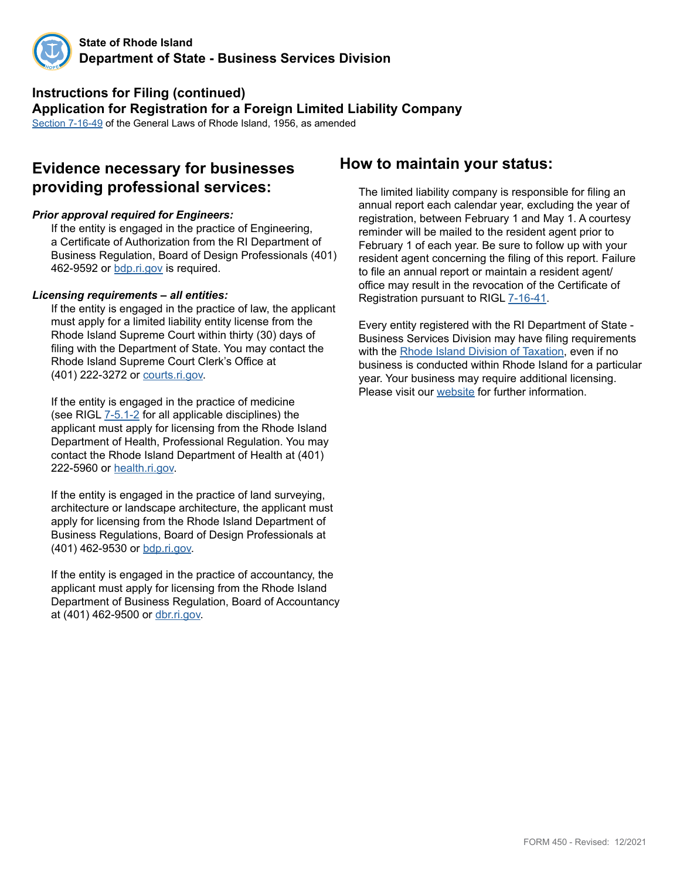State of Rhode Island
**Department of State - Business Services Division**

**Instructions for Filing (continued)**
**Application for Registration for a Foreign Limited Liability Company**
Section 7-16-49 of the General Laws of Rhode Island, 1956, as amended

## Evidence necessary for businesses providing professional services:

***Prior approval required for Engineers:***

If the entity is engaged in the practice of Engineering, a Certificate of Authorization from the RI Department of Business Regulation, Board of Design Professionals (401) 462-9592 or bdp.ri.gov is required.

***Licensing requirements – all entities:***

If the entity is engaged in the practice of law, the applicant must apply for a limited liability entity license from the Rhode Island Supreme Court within thirty (30) days of filing with the Department of State. You may contact the Rhode Island Supreme Court Clerk's Office at (401) 222-3272 or courts.ri.gov.

If the entity is engaged in the practice of medicine (see RIGL 7-5.1-2 for all applicable disciplines) the applicant must apply for licensing from the Rhode Island Department of Health, Professional Regulation. You may contact the Rhode Island Department of Health at (401) 222-5960 or health.ri.gov.

If the entity is engaged in the practice of land surveying, architecture or landscape architecture, the applicant must apply for licensing from the Rhode Island Department of Business Regulations, Board of Design Professionals at (401) 462-9530 or bdp.ri.gov.

If the entity is engaged in the practice of accountancy, the applicant must apply for licensing from the Rhode Island Department of Business Regulation, Board of Accountancy at (401) 462-9500 or dbr.ri.gov.

## How to maintain your status:

The limited liability company is responsible for filing an annual report each calendar year, excluding the year of registration, between February 1 and May 1. A courtesy reminder will be mailed to the resident agent prior to February 1 of each year. Be sure to follow up with your resident agent concerning the filing of this report. Failure to file an annual report or maintain a resident agent/office may result in the revocation of the Certificate of Registration pursuant to RIGL 7-16-41.

Every entity registered with the RI Department of State - Business Services Division may have filing requirements with the Rhode Island Division of Taxation, even if no business is conducted within Rhode Island for a particular year. Your business may require additional licensing. Please visit our website for further information.

FORM 450 - Revised: 12/2021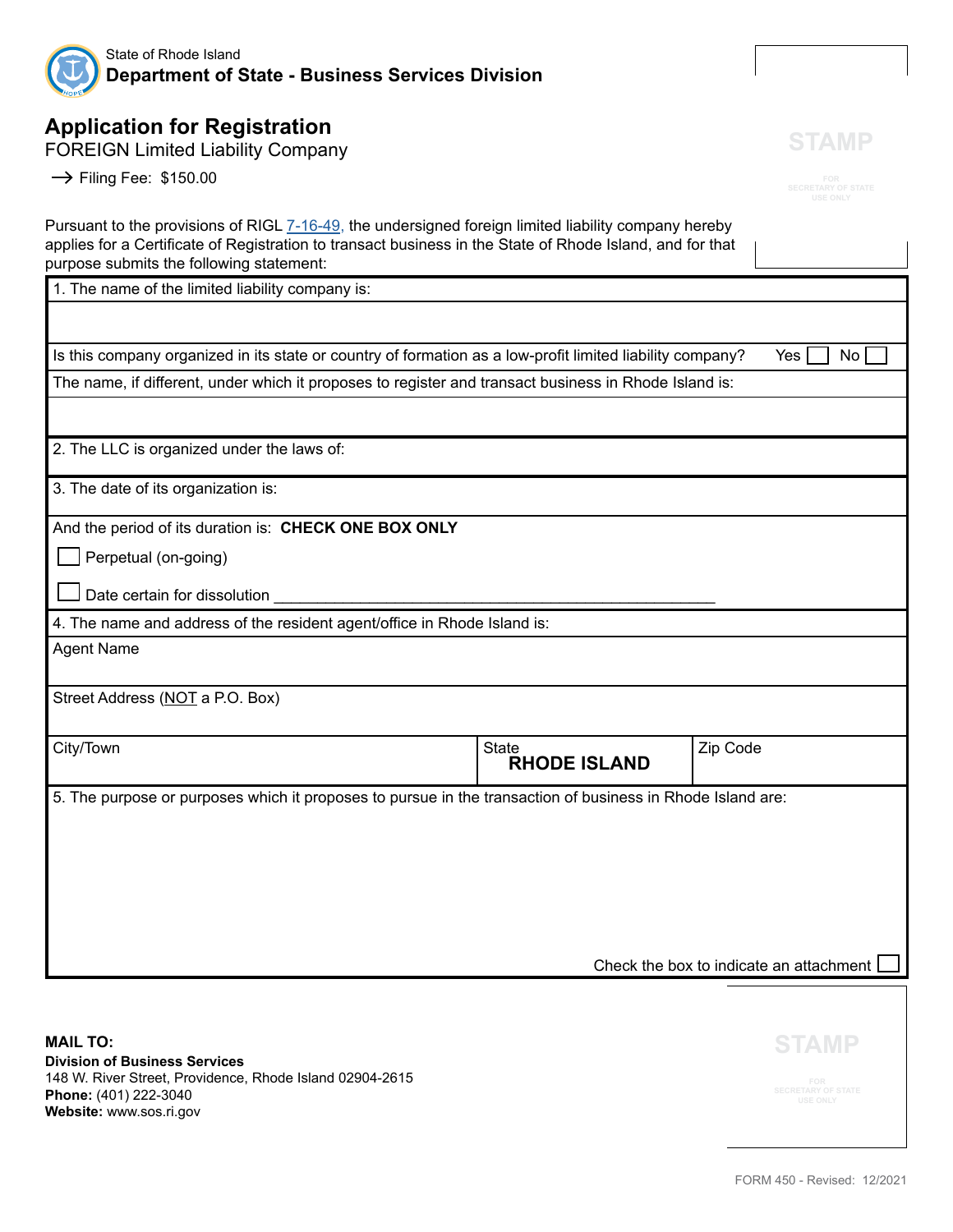State of Rhode Island
**Department of State - Business Services Division**

# Application for Registration

FOREIGN Limited Liability Company

→ Filing Fee: $150.00

STAMP

FOR SECRETARY OF STATE USE ONLY

Pursuant to the provisions of RIGL 7-16-49, the undersigned foreign limited liability company hereby applies for a Certificate of Registration to transact business in the State of Rhode Island, and for that purpose submits the following statement:

1. The name of the limited liability company is:

Is this company organized in its state or country of formation as a low-profit limited liability company? Yes ☐ No ☐

The name, if different, under which it proposes to register and transact business in Rhode Island is:

2. The LLC is organized under the laws of:

3. The date of its organization is:

And the period of its duration is: **CHECK ONE BOX ONLY**

☐ Perpetual (on-going)

☐ Date certain for dissolution ______________________________________________

4. The name and address of the resident agent/office in Rhode Island is:

Agent Name

Street Address (NOT a P.O. Box)

| City/Town | State **RHODE ISLAND** | Zip Code |
|---|---|---|

5. The purpose or purposes which it proposes to pursue in the transaction of business in Rhode Island are:

Check the box to indicate an attachment ☐

**MAIL TO:**
**Division of Business Services**
148 W. River Street, Providence, Rhode Island 02904-2615
**Phone:** (401) 222-3040
**Website:** www.sos.ri.gov

STAMP

FOR SECRETARY OF STATE USE ONLY

FORM 450 - Revised: 12/2021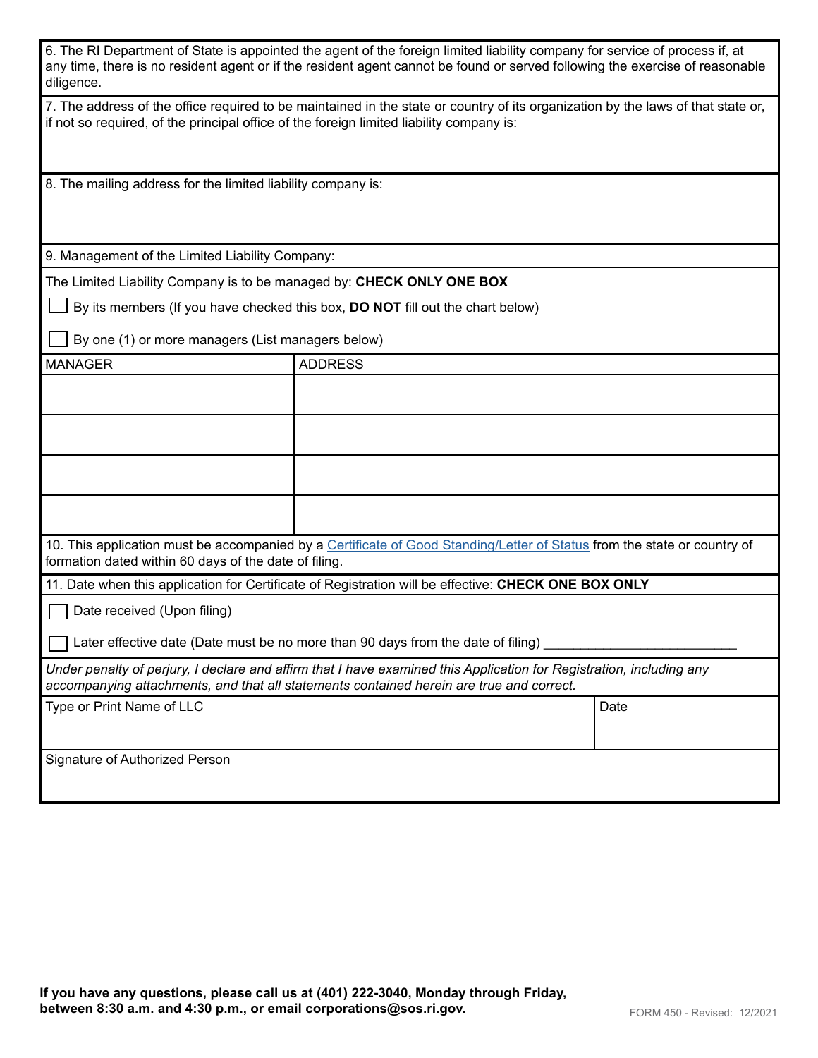6. The RI Department of State is appointed the agent of the foreign limited liability company for service of process if, at any time, there is no resident agent or if the resident agent cannot be found or served following the exercise of reasonable diligence.

7. The address of the office required to be maintained in the state or country of its organization by the laws of that state or, if not so required, of the principal office of the foreign limited liability company is:

8. The mailing address for the limited liability company is:

9. Management of the Limited Liability Company:

The Limited Liability Company is to be managed by: **CHECK ONLY ONE BOX**

☐ By its members (If you have checked this box, **DO NOT** fill out the chart below)

☐ By one (1) or more managers (List managers below)

| MANAGER | ADDRESS |
| --- | --- |
| | |
| | |
| | |
| | |

10. This application must be accompanied by a Certificate of Good Standing/Letter of Status from the state or country of formation dated within 60 days of the date of filing.

11. Date when this application for Certificate of Registration will be effective: **CHECK ONE BOX ONLY**

☐ Date received (Upon filing)

☐ Later effective date (Date must be no more than 90 days from the date of filing) ________________________

*Under penalty of perjury, I declare and affirm that I have examined this Application for Registration, including any accompanying attachments, and that all statements contained herein are true and correct.*

| Type or Print Name of LLC | Date |
| --- | --- |
| | |

Signature of Authorized Person

**If you have any questions, please call us at (401) 222-3040, Monday through Friday, between 8:30 a.m. and 4:30 p.m., or email corporations@sos.ri.gov.**

FORM 450 - Revised: 12/2021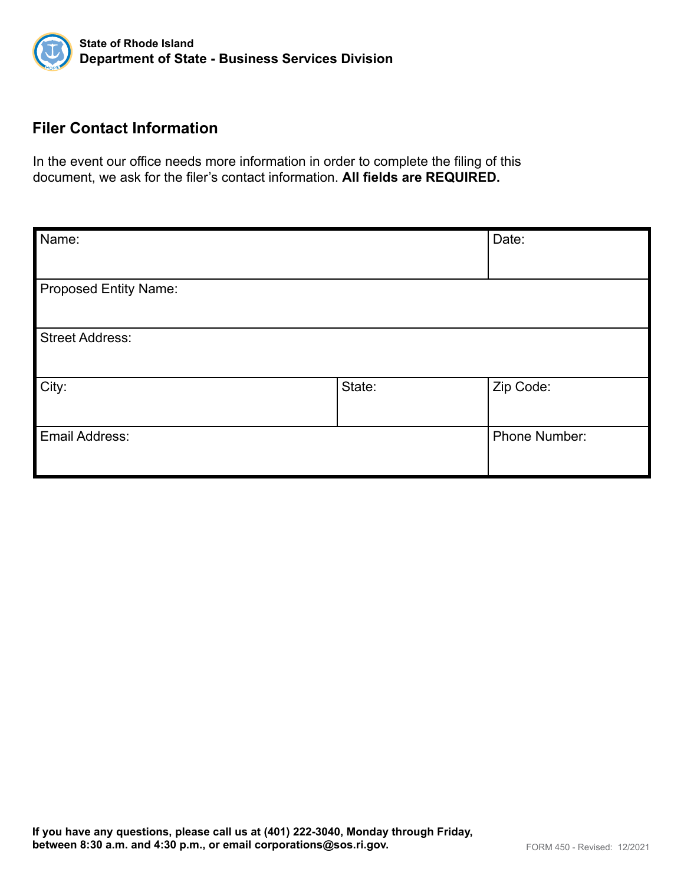State of Rhode Island
**Department of State - Business Services Division**

## Filer Contact Information

In the event our office needs more information in order to complete the filing of this document, we ask for the filer's contact information. **All fields are REQUIRED.**

| | | |
|---|---|---|
| Name: | | Date: |
| Proposed Entity Name: | | |
| Street Address: | | |
| City: | State: | Zip Code: |
| Email Address: | | Phone Number: |

**If you have any questions, please call us at (401) 222-3040, Monday through Friday, between 8:30 a.m. and 4:30 p.m., or email corporations@sos.ri.gov.**

FORM 450 - Revised: 12/2021